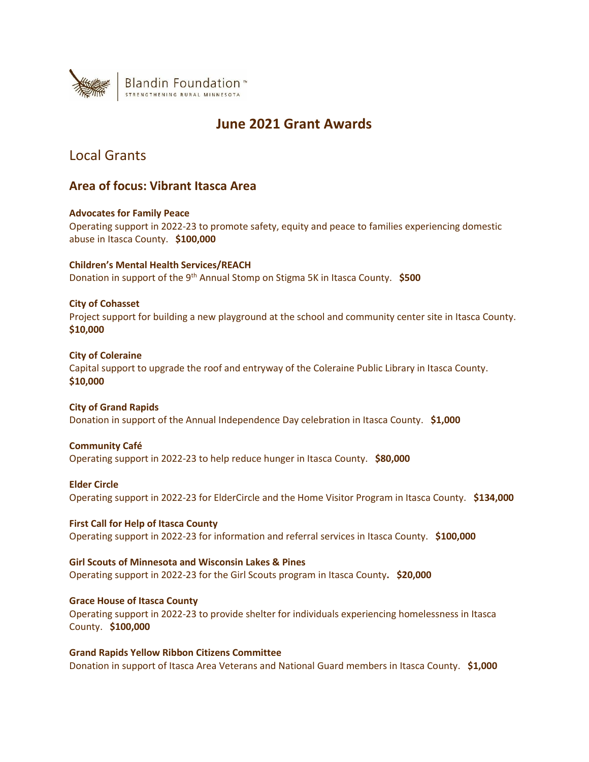Blandin Foundation™
STRENGTHENING RURAL MINNESOTA

# June 2021 Grant Awards

## Local Grants

### Area of focus: Vibrant Itasca Area

**Advocates for Family Peace**
Operating support in 2022-23 to promote safety, equity and peace to families experiencing domestic abuse in Itasca County. **$100,000**

**Children's Mental Health Services/REACH**
Donation in support of the 9th Annual Stomp on Stigma 5K in Itasca County. **$500**

**City of Cohasset**
Project support for building a new playground at the school and community center site in Itasca County. **$10,000**

**City of Coleraine**
Capital support to upgrade the roof and entryway of the Coleraine Public Library in Itasca County. **$10,000**

**City of Grand Rapids**
Donation in support of the Annual Independence Day celebration in Itasca County. **$1,000**

**Community Café**
Operating support in 2022-23 to help reduce hunger in Itasca County. **$80,000**

**Elder Circle**
Operating support in 2022-23 for ElderCircle and the Home Visitor Program in Itasca County. **$134,000**

**First Call for Help of Itasca County**
Operating support in 2022-23 for information and referral services in Itasca County. **$100,000**

**Girl Scouts of Minnesota and Wisconsin Lakes & Pines**
Operating support in 2022-23 for the Girl Scouts program in Itasca County**. $20,000**

**Grace House of Itasca County**
Operating support in 2022-23 to provide shelter for individuals experiencing homelessness in Itasca County. **$100,000**

**Grand Rapids Yellow Ribbon Citizens Committee**
Donation in support of Itasca Area Veterans and National Guard members in Itasca County. **$1,000**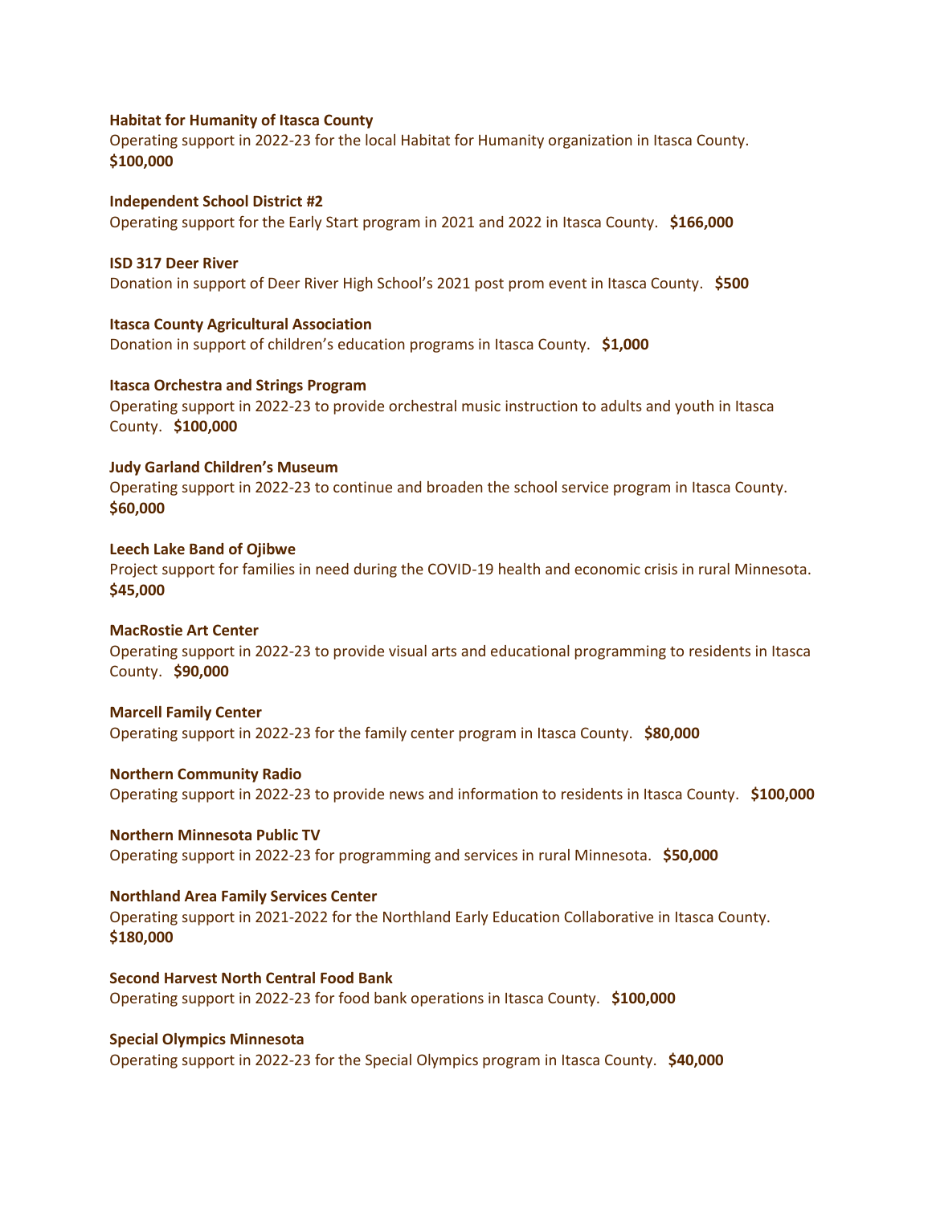**Habitat for Humanity of Itasca County**
Operating support in 2022-23 for the local Habitat for Humanity organization in Itasca County. **$100,000**

**Independent School District #2**
Operating support for the Early Start program in 2021 and 2022 in Itasca County. **$166,000**

**ISD 317 Deer River**
Donation in support of Deer River High School's 2021 post prom event in Itasca County. **$500**

**Itasca County Agricultural Association**
Donation in support of children's education programs in Itasca County. **$1,000**

**Itasca Orchestra and Strings Program**
Operating support in 2022-23 to provide orchestral music instruction to adults and youth in Itasca County. **$100,000**

**Judy Garland Children's Museum**
Operating support in 2022-23 to continue and broaden the school service program in Itasca County. **$60,000**

**Leech Lake Band of Ojibwe**
Project support for families in need during the COVID-19 health and economic crisis in rural Minnesota. **$45,000**

**MacRostie Art Center**
Operating support in 2022-23 to provide visual arts and educational programming to residents in Itasca County. **$90,000**

**Marcell Family Center**
Operating support in 2022-23 for the family center program in Itasca County. **$80,000**

**Northern Community Radio**
Operating support in 2022-23 to provide news and information to residents in Itasca County. **$100,000**

**Northern Minnesota Public TV**
Operating support in 2022-23 for programming and services in rural Minnesota. **$50,000**

**Northland Area Family Services Center**
Operating support in 2021-2022 for the Northland Early Education Collaborative in Itasca County. **$180,000**

**Second Harvest North Central Food Bank**
Operating support in 2022-23 for food bank operations in Itasca County. **$100,000**

**Special Olympics Minnesota**
Operating support in 2022-23 for the Special Olympics program in Itasca County. **$40,000**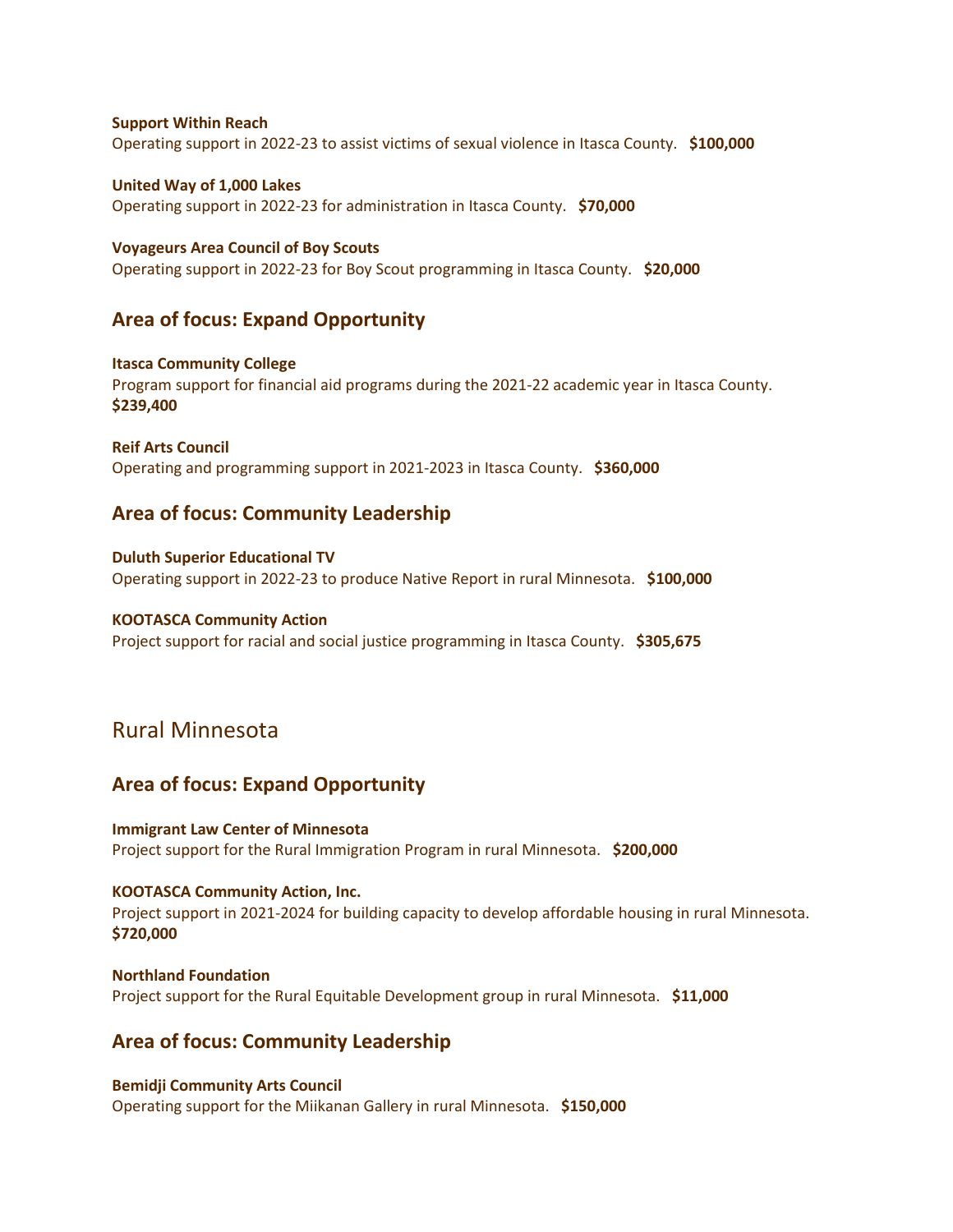**Support Within Reach**
Operating support in 2022-23 to assist victims of sexual violence in Itasca County. **$100,000**

**United Way of 1,000 Lakes**
Operating support in 2022-23 for administration in Itasca County. **$70,000**

**Voyageurs Area Council of Boy Scouts**
Operating support in 2022-23 for Boy Scout programming in Itasca County. **$20,000**

### Area of focus: Expand Opportunity

**Itasca Community College**
Program support for financial aid programs during the 2021-22 academic year in Itasca County. **$239,400**

**Reif Arts Council**
Operating and programming support in 2021-2023 in Itasca County. **$360,000**

### Area of focus: Community Leadership

**Duluth Superior Educational TV**
Operating support in 2022-23 to produce Native Report in rural Minnesota. **$100,000**

**KOOTASCA Community Action**
Project support for racial and social justice programming in Itasca County. **$305,675**

## Rural Minnesota

### Area of focus: Expand Opportunity

**Immigrant Law Center of Minnesota**
Project support for the Rural Immigration Program in rural Minnesota. **$200,000**

**KOOTASCA Community Action, Inc.**
Project support in 2021-2024 for building capacity to develop affordable housing in rural Minnesota. **$720,000**

**Northland Foundation**
Project support for the Rural Equitable Development group in rural Minnesota. **$11,000**

### Area of focus: Community Leadership

**Bemidji Community Arts Council**
Operating support for the Miikanan Gallery in rural Minnesota. **$150,000**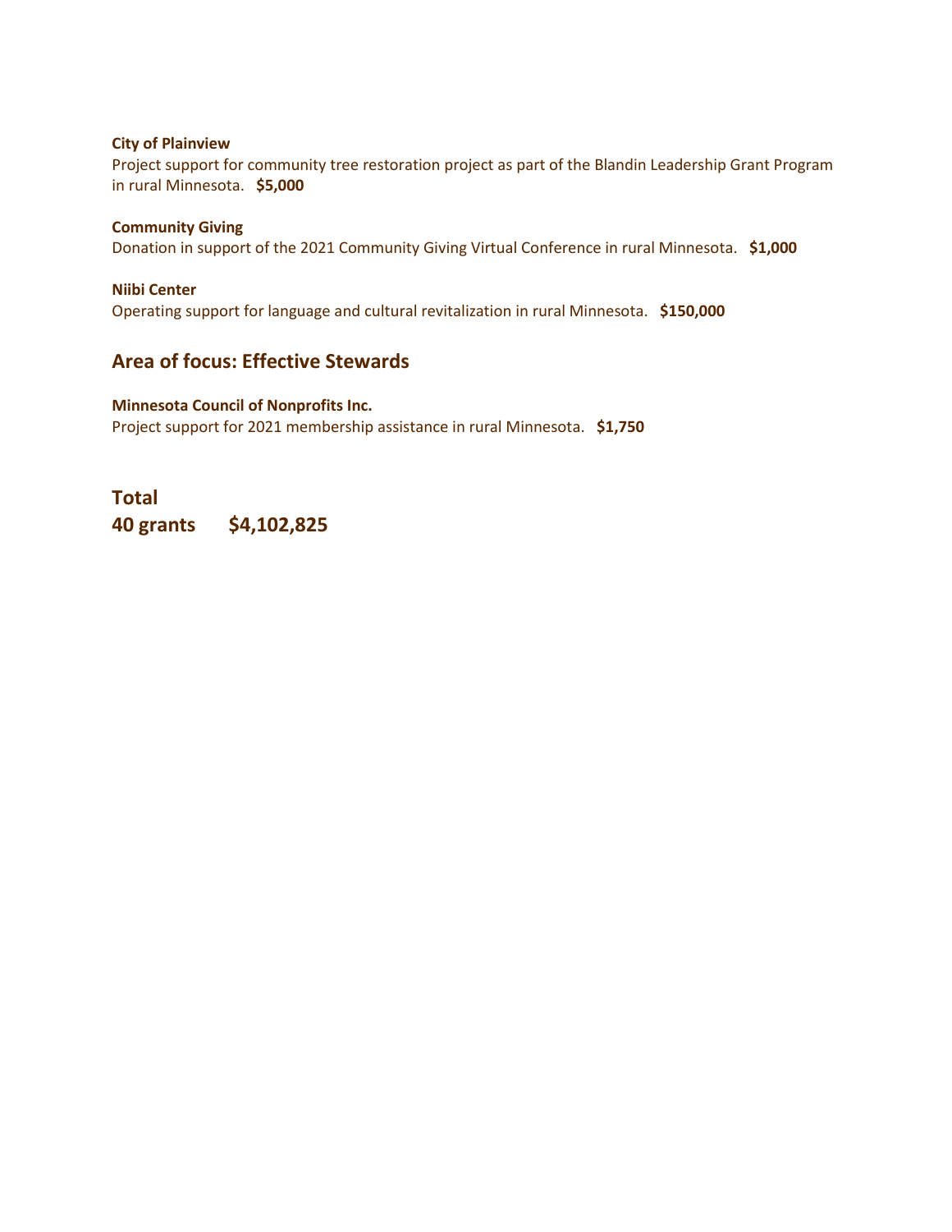**City of Plainview**
Project support for community tree restoration project as part of the Blandin Leadership Grant Program in rural Minnesota. **$5,000**

**Community Giving**
Donation in support of the 2021 Community Giving Virtual Conference in rural Minnesota. **$1,000**

**Niibi Center**
Operating support for language and cultural revitalization in rural Minnesota. **$150,000**

## Area of focus: Effective Stewards

**Minnesota Council of Nonprofits Inc.**
Project support for 2021 membership assistance in rural Minnesota. **$1,750**

### Total
### 40 grants $4,102,825